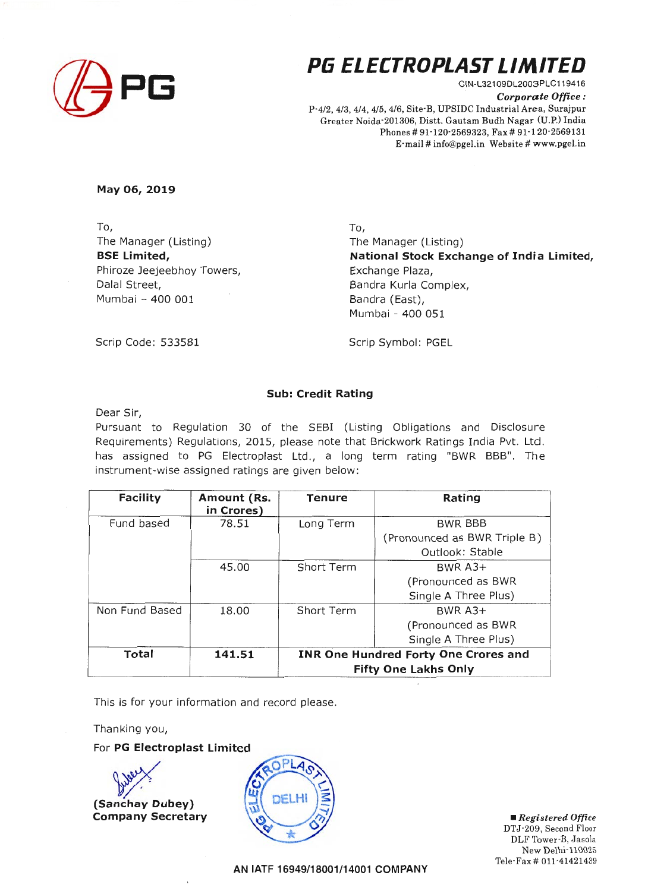# PG ELECTROPLAST LIMITED

CIN-L32109DL2003PLC119416

***Corporate Office :***

P-4/2, 4/3, 4/4, 4/5, 4/6, Site-B, UPSIDC Industrial Area, Surajpur
Greater Noida-201306, Distt. Gautam Budh Nagar (U.P.) India
Phones # 91-120-2569323, Fax # 91-120-2569131
E-mail # info@pgel.in Website # www.pgel.in

**May 06, 2019**

To,
The Manager (Listing)
**BSE Limited,**
Phiroze Jeejeebhoy Towers,
Dalal Street,
Mumbai – 400 001

Scrip Code: 533581

To,
The Manager (Listing)
**National Stock Exchange of India Limited,**
Exchange Plaza,
Bandra Kurla Complex,
Bandra (East),
Mumbai - 400 051

Scrip Symbol: PGEL

**Sub: Credit Rating**

Dear Sir,

Pursuant to Regulation 30 of the SEBI (Listing Obligations and Disclosure Requirements) Regulations, 2015, please note that Brickwork Ratings India Pvt. Ltd. has assigned to PG Electroplast Ltd., a long term rating "BWR BBB". The instrument-wise assigned ratings are given below:

| Facility | Amount (Rs. in Crores) | Tenure | Rating |
|---|---|---|---|
| Fund based | 78.51 | Long Term | BWR BBB (Pronounced as BWR Triple B) Outlook: Stable |
| | 45.00 | Short Term | BWR A3+ (Pronounced as BWR Single A Three Plus) |
| Non Fund Based | 18.00 | Short Term | BWR A3+ (Pronounced as BWR Single A Three Plus) |
| **Total** | **141.51** | **INR One Hundred Forty One Crores and Fifty One Lakhs Only** | |

This is for your information and record please.

Thanking you,

For **PG Electroplast Limited**

**(Sanchay Dubey)**
**Company Secretary**

***Registered Office***
DTJ-209, Second Floor
DLF Tower-B, Jasola
New Delhi-110025
Tele-Fax # 011-41421439

AN IATF 16949/18001/14001 COMPANY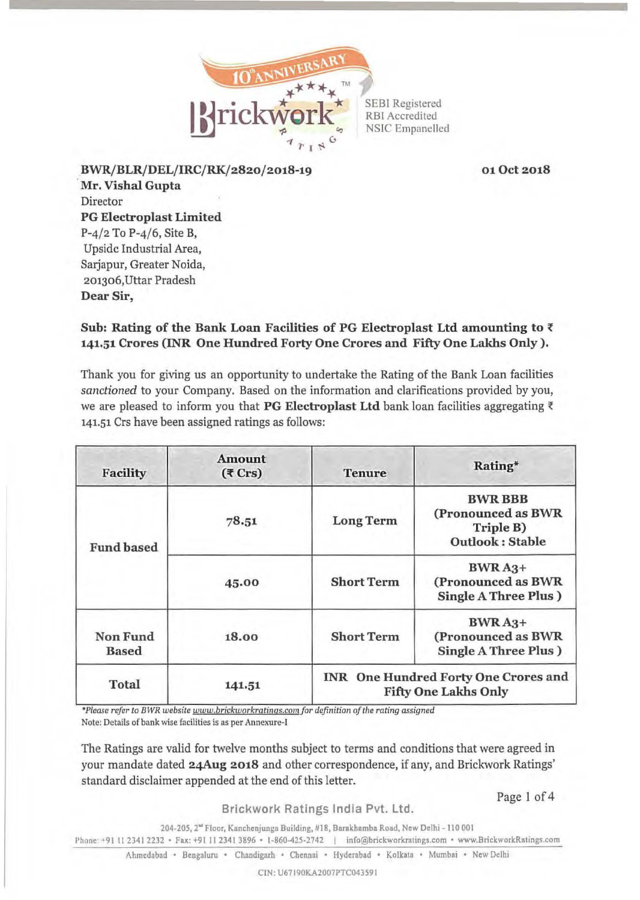**BWR/BLR/DEL/IRC/RK/2820/2018-19**

**01 Oct 2018**

**Mr. Vishal Gupta**
Director
**PG Electroplast Limited**
P-4/2 To P-4/6, Site B,
Upside Industrial Area,
Sarjapur, Greater Noida,
201306,Uttar Pradesh

**Dear Sir,**

**Sub: Rating of the Bank Loan Facilities of PG Electroplast Ltd amounting to ₹ 141.51 Crores (INR One Hundred Forty One Crores and Fifty One Lakhs Only ).**

Thank you for giving us an opportunity to undertake the Rating of the Bank Loan facilities *sanctioned* to your Company. Based on the information and clarifications provided by you, we are pleased to inform you that **PG Electroplast Ltd** bank loan facilities aggregating ₹ 141.51 Crs have been assigned ratings as follows:

| Facility | Amount (₹ Crs) | Tenure | Rating* |
|---|---|---|---|
| Fund based | 78.51 | Long Term | BWR BBB (Pronounced as BWR Triple B) Outlook : Stable |
| | 45.00 | Short Term | BWR A3+ (Pronounced as BWR Single A Three Plus ) |
| Non Fund Based | 18.00 | Short Term | BWR A3+ (Pronounced as BWR Single A Three Plus ) |
| Total | 141.51 | INR One Hundred Forty One Crores and Fifty One Lakhs Only | |

**Please refer to BWR website www.brickworkratings.com for definition of the rating assigned*

Note: Details of bank wise facilities is as per Annexure-I

The Ratings are valid for twelve months subject to terms and conditions that were agreed in your mandate dated **24Aug 2018** and other correspondence, if any, and Brickwork Ratings' standard disclaimer appended at the end of this letter.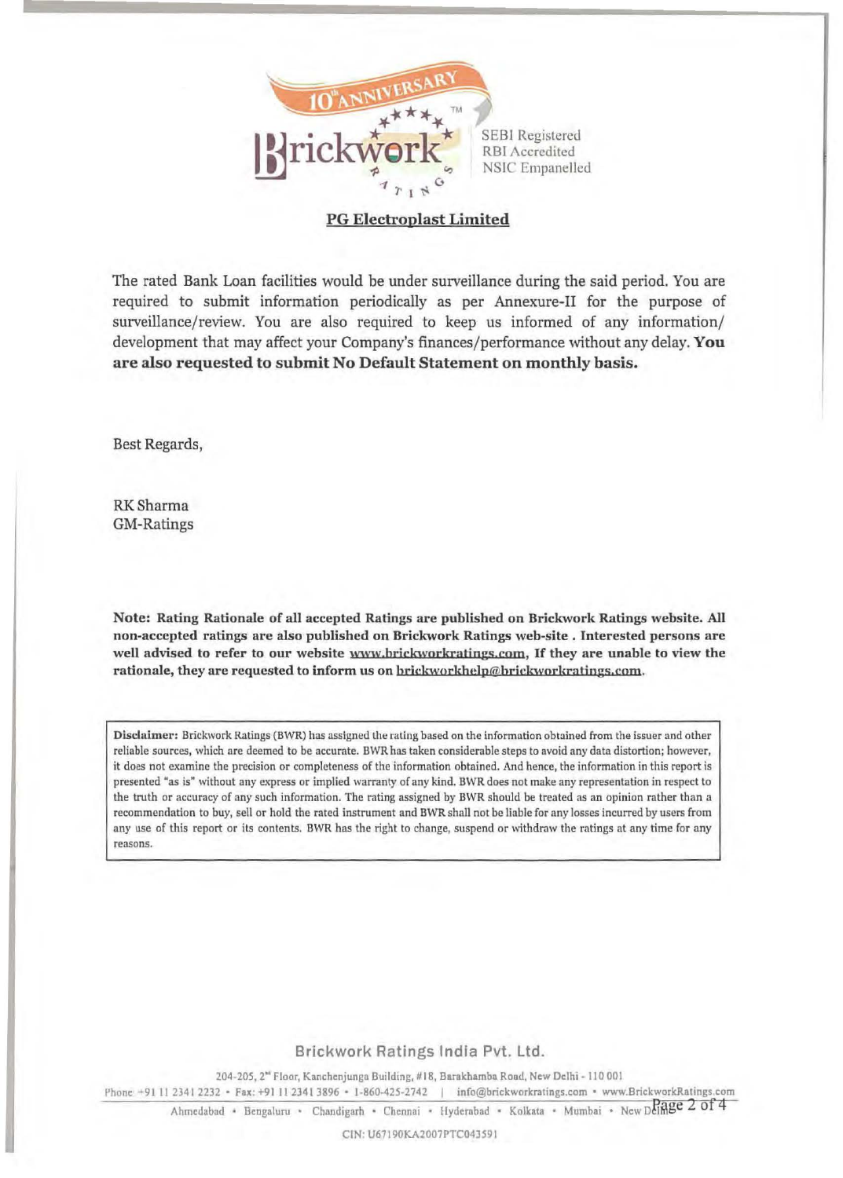**PG Electroplast Limited**

The rated Bank Loan facilities would be under surveillance during the said period. You are required to submit information periodically as per Annexure-II for the purpose of surveillance/review. You are also required to keep us informed of any information/ development that may affect your Company's finances/performance without any delay. **You are also requested to submit No Default Statement on monthly basis.**

Best Regards,

RK Sharma
GM-Ratings

**Note: Rating Rationale of all accepted Ratings are published on Brickwork Ratings website. All non-accepted ratings are also published on Brickwork Ratings web-site . Interested persons are well advised to refer to our website www.brickworkratings.com, If they are unable to view the rationale, they are requested to inform us on brickworkhelp@brickworkratings.com.**

**Disclaimer:** Brickwork Ratings (BWR) has assigned the rating based on the information obtained from the issuer and other reliable sources, which are deemed to be accurate. BWR has taken considerable steps to avoid any data distortion; however, it does not examine the precision or completeness of the information obtained. And hence, the information in this report is presented "as is" without any express or implied warranty of any kind. BWR does not make any representation in respect to the truth or accuracy of any such information. The rating assigned by BWR should be treated as an opinion rather than a recommendation to buy, sell or hold the rated instrument and BWR shall not be liable for any losses incurred by users from any use of this report or its contents. BWR has the right to change, suspend or withdraw the ratings at any time for any reasons.

Brickwork Ratings India Pvt. Ltd.

204-205, 2nd Floor, Kanchenjunga Building, #18, Barakhamba Road, New Delhi - 110 001
Phone: +91 11 2341 2232 • Fax: +91 11 2341 3896 • 1-860-425-2742 | info@brickworkratings.com • www.BrickworkRatings.com
Ahmedabad • Bengaluru • Chandigarh • Chennai • Hyderabad • Kolkata • Mumbai • New Delhi

CIN: U67190KA2007PTC043591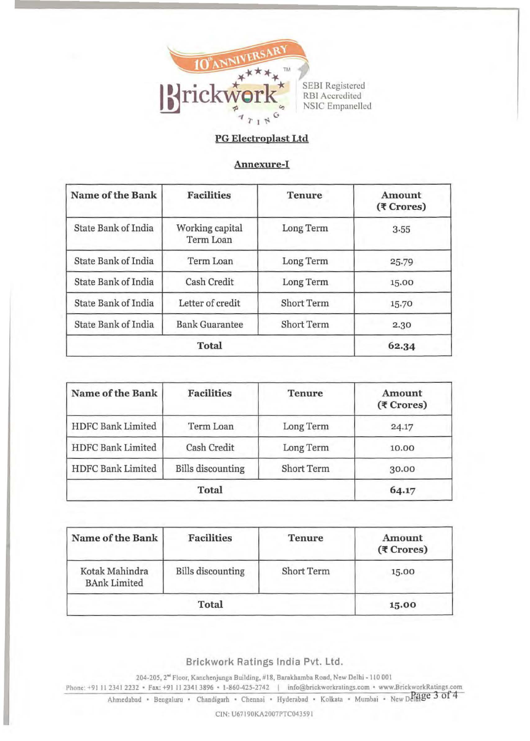## PG Electroplast Ltd

### Annexure-I

| Name of the Bank | Facilities | Tenure | Amount (₹ Crores) |
|---|---|---|---|
| State Bank of India | Working capital Term Loan | Long Term | 3.55 |
| State Bank of India | Term Loan | Long Term | 25.79 |
| State Bank of India | Cash Credit | Long Term | 15.00 |
| State Bank of India | Letter of credit | Short Term | 15.70 |
| State Bank of India | Bank Guarantee | Short Term | 2.30 |
| **Total** | | | **62.34** |

| Name of the Bank | Facilities | Tenure | Amount (₹ Crores) |
|---|---|---|---|
| HDFC Bank Limited | Term Loan | Long Term | 24.17 |
| HDFC Bank Limited | Cash Credit | Long Term | 10.00 |
| HDFC Bank Limited | Bills discounting | Short Term | 30.00 |
| **Total** | | | **64.17** |

| Name of the Bank | Facilities | Tenure | Amount (₹ Crores) |
|---|---|---|---|
| Kotak Mahindra BAnk Limited | Bills discounting | Short Term | 15.00 |
| **Total** | | | **15.00** |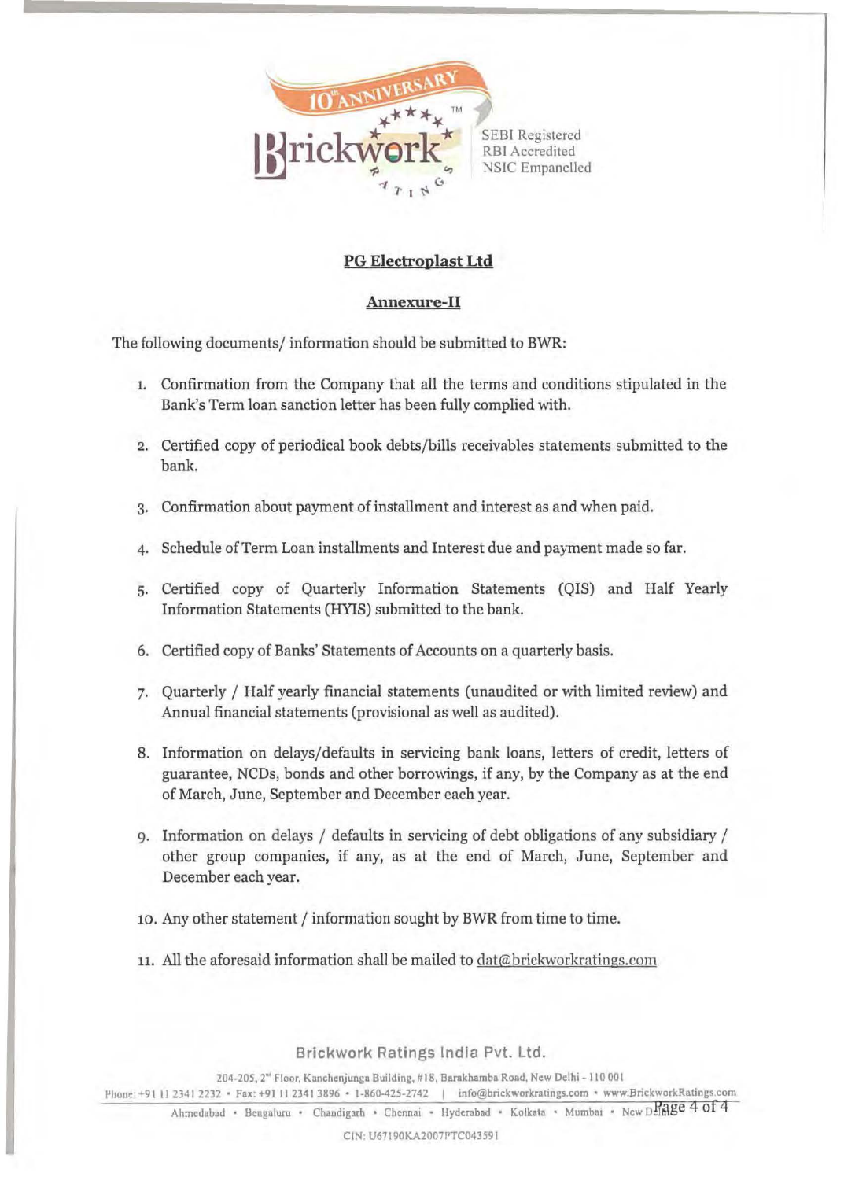## PG Electroplast Ltd

### Annexure-II

The following documents/ information should be submitted to BWR:

1. Confirmation from the Company that all the terms and conditions stipulated in the Bank's Term loan sanction letter has been fully complied with.
2. Certified copy of periodical book debts/bills receivables statements submitted to the bank.
3. Confirmation about payment of installment and interest as and when paid.
4. Schedule of Term Loan installments and Interest due and payment made so far.
5. Certified copy of Quarterly Information Statements (QIS) and Half Yearly Information Statements (HYIS) submitted to the bank.
6. Certified copy of Banks' Statements of Accounts on a quarterly basis.
7. Quarterly / Half yearly financial statements (unaudited or with limited review) and Annual financial statements (provisional as well as audited).
8. Information on delays/defaults in servicing bank loans, letters of credit, letters of guarantee, NCDs, bonds and other borrowings, if any, by the Company as at the end of March, June, September and December each year.
9. Information on delays / defaults in servicing of debt obligations of any subsidiary / other group companies, if any, as at the end of March, June, September and December each year.
10. Any other statement / information sought by BWR from time to time.
11. All the aforesaid information shall be mailed to dat@brickworkratings.com